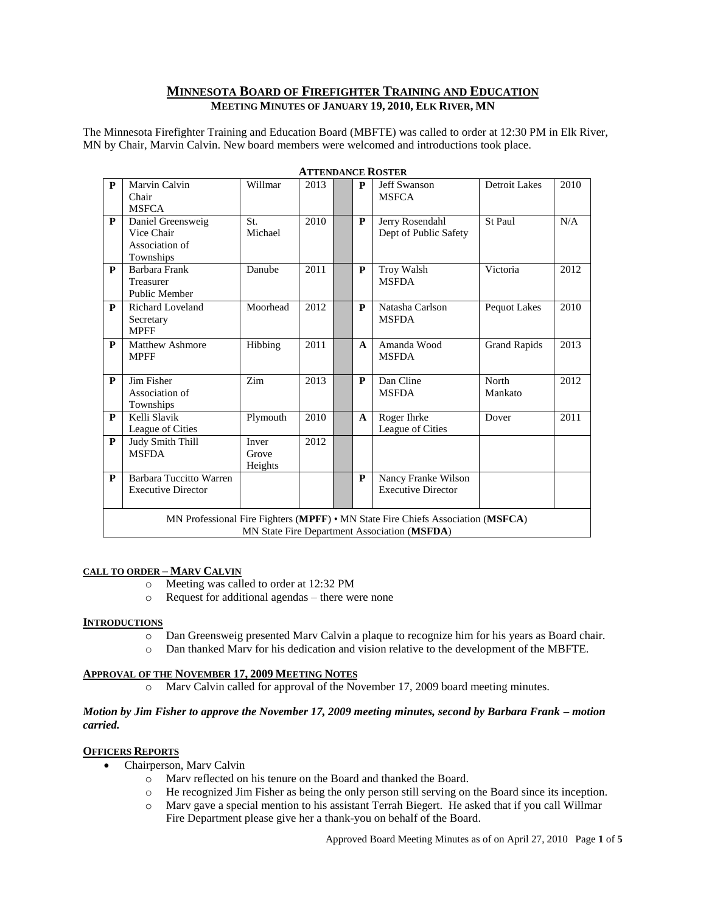# MINNESOTA BOARD OF FIREFIGHTER TRAINING AND EDUCATION

## MEETING MINUTES OF JANUARY 19, 2010, ELK RIVER, MN

The Minnesota Firefighter Training and Education Board (MBFTE) was called to order at 12:30 PM in Elk River, MN by Chair, Marvin Calvin. New board members were welcomed and introductions took place.

**ATTENDANCE ROSTER**

| | | | | | | | | |
|---|---|---|---|---|---|---|---|---|
| **P** | Marvin Calvin Chair MSFCA | Willmar | 2013 | | **P** | Jeff Swanson MSFCA | Detroit Lakes | 2010 |
| **P** | Daniel Greensweig Vice Chair Association of Townships | St. Michael | 2010 | | **P** | Jerry Rosendahl Dept of Public Safety | St Paul | N/A |
| **P** | Barbara Frank Treasurer Public Member | Danube | 2011 | | **P** | Troy Walsh MSFDA | Victoria | 2012 |
| **P** | Richard Loveland Secretary MPFF | Moorhead | 2012 | | **P** | Natasha Carlson MSFDA | Pequot Lakes | 2010 |
| **P** | Matthew Ashmore MPFF | Hibbing | 2011 | | **A** | Amanda Wood MSFDA | Grand Rapids | 2013 |
| **P** | Jim Fisher Association of Townships | Zim | 2013 | | **P** | Dan Cline MSFDA | North Mankato | 2012 |
| **P** | Kelli Slavik League of Cities | Plymouth | 2010 | | **A** | Roger Ihrke League of Cities | Dover | 2011 |
| **P** | Judy Smith Thill MSFDA | Inver Grove Heights | 2012 | | | | | |
| **P** | Barbara Tuccitto Warren Executive Director | | | | **P** | Nancy Franke Wilson Executive Director | | |

MN Professional Fire Fighters (**MPFF**) • MN State Fire Chiefs Association (**MSFCA**)
MN State Fire Department Association (**MSFDA**)

### CALL TO ORDER – MARV CALVIN

- Meeting was called to order at 12:32 PM
- Request for additional agendas – there were none

### INTRODUCTIONS

- Dan Greensweig presented Marv Calvin a plaque to recognize him for his years as Board chair.
- Dan thanked Marv for his dedication and vision relative to the development of the MBFTE.

### APPROVAL OF THE NOVEMBER 17, 2009 MEETING NOTES

- Marv Calvin called for approval of the November 17, 2009 board meeting minutes.

***Motion by Jim Fisher to approve the November 17, 2009 meeting minutes, second by Barbara Frank – motion carried.***

### OFFICERS REPORTS

- Chairperson, Marv Calvin
  - Marv reflected on his tenure on the Board and thanked the Board.
  - He recognized Jim Fisher as being the only person still serving on the Board since its inception.
  - Marv gave a special mention to his assistant Terrah Biegert. He asked that if you call Willmar Fire Department please give her a thank-you on behalf of the Board.

Approved Board Meeting Minutes as of on April 27, 2010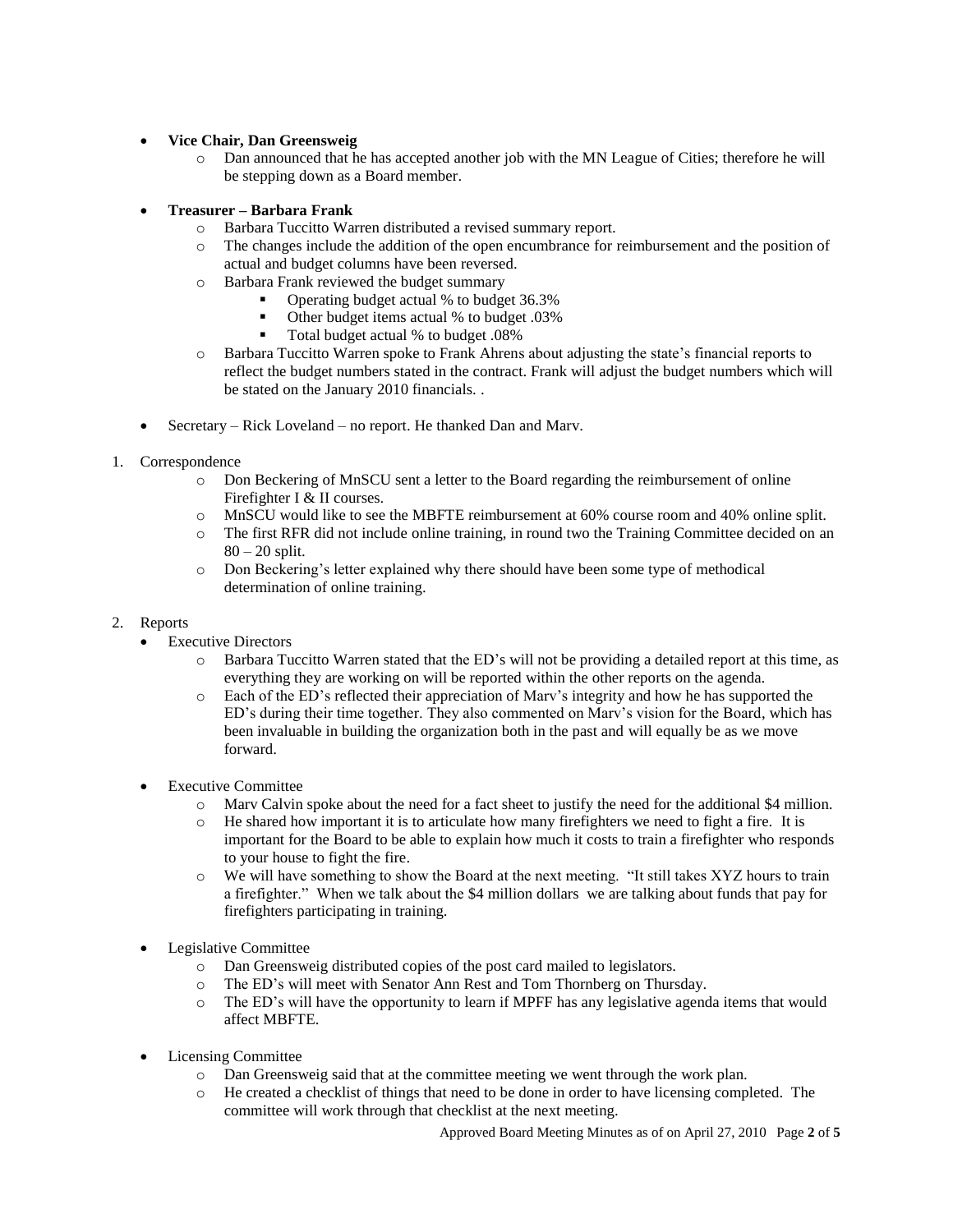- **Vice Chair, Dan Greensweig**
  - Dan announced that he has accepted another job with the MN League of Cities; therefore he will be stepping down as a Board member.

- **Treasurer – Barbara Frank**
  - Barbara Tuccitto Warren distributed a revised summary report.
  - The changes include the addition of the open encumbrance for reimbursement and the position of actual and budget columns have been reversed.
  - Barbara Frank reviewed the budget summary
    - Operating budget actual % to budget 36.3%
    - Other budget items actual % to budget .03%
    - Total budget actual % to budget .08%
  - Barbara Tuccitto Warren spoke to Frank Ahrens about adjusting the state's financial reports to reflect the budget numbers stated in the contract. Frank will adjust the budget numbers which will be stated on the January 2010 financials. .

- Secretary – Rick Loveland – no report. He thanked Dan and Marv.

1. Correspondence
   - Don Beckering of MnSCU sent a letter to the Board regarding the reimbursement of online Firefighter I & II courses.
   - MnSCU would like to see the MBFTE reimbursement at 60% course room and 40% online split.
   - The first RFR did not include online training, in round two the Training Committee decided on an 80 – 20 split.
   - Don Beckering's letter explained why there should have been some type of methodical determination of online training.

2. Reports
   - Executive Directors
     - Barbara Tuccitto Warren stated that the ED's will not be providing a detailed report at this time, as everything they are working on will be reported within the other reports on the agenda.
     - Each of the ED's reflected their appreciation of Marv's integrity and how he has supported the ED's during their time together. They also commented on Marv's vision for the Board, which has been invaluable in building the organization both in the past and will equally be as we move forward.

   - Executive Committee
     - Marv Calvin spoke about the need for a fact sheet to justify the need for the additional $4 million.
     - He shared how important it is to articulate how many firefighters we need to fight a fire. It is important for the Board to be able to explain how much it costs to train a firefighter who responds to your house to fight the fire.
     - We will have something to show the Board at the next meeting. "It still takes XYZ hours to train a firefighter." When we talk about the $4 million dollars we are talking about funds that pay for firefighters participating in training.

   - Legislative Committee
     - Dan Greensweig distributed copies of the post card mailed to legislators.
     - The ED's will meet with Senator Ann Rest and Tom Thornberg on Thursday.
     - The ED's will have the opportunity to learn if MPFF has any legislative agenda items that would affect MBFTE.

   - Licensing Committee
     - Dan Greensweig said that at the committee meeting we went through the work plan.
     - He created a checklist of things that need to be done in order to have licensing completed. The committee will work through that checklist at the next meeting.

Approved Board Meeting Minutes as of on April 27, 2010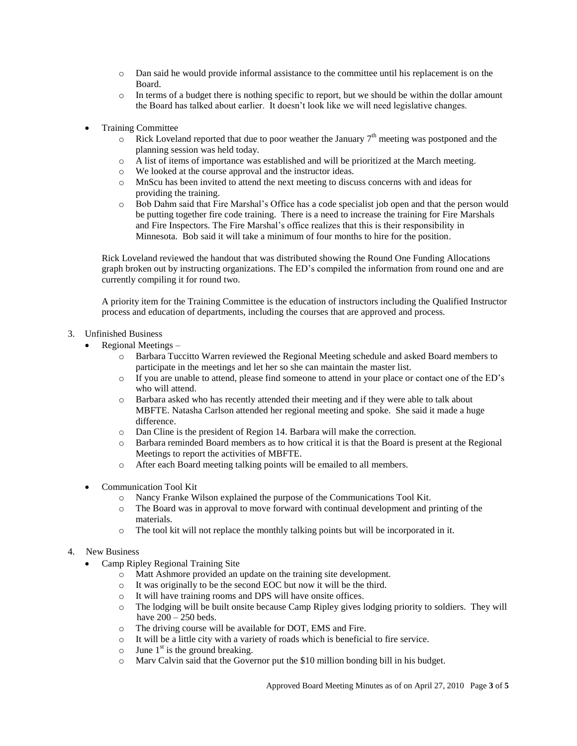- Dan said he would provide informal assistance to the committee until his replacement is on the Board.
- In terms of a budget there is nothing specific to report, but we should be within the dollar amount the Board has talked about earlier. It doesn't look like we will need legislative changes.

- Training Committee
  - Rick Loveland reported that due to poor weather the January 7th meeting was postponed and the planning session was held today.
  - A list of items of importance was established and will be prioritized at the March meeting.
  - We looked at the course approval and the instructor ideas.
  - MnScu has been invited to attend the next meeting to discuss concerns with and ideas for providing the training.
  - Bob Dahm said that Fire Marshal's Office has a code specialist job open and that the person would be putting together fire code training. There is a need to increase the training for Fire Marshals and Fire Inspectors. The Fire Marshal's office realizes that this is their responsibility in Minnesota. Bob said it will take a minimum of four months to hire for the position.

  Rick Loveland reviewed the handout that was distributed showing the Round One Funding Allocations graph broken out by instructing organizations. The ED's compiled the information from round one and are currently compiling it for round two.

  A priority item for the Training Committee is the education of instructors including the Qualified Instructor process and education of departments, including the courses that are approved and process.

3. Unfinished Business
   - Regional Meetings –
     - Barbara Tuccitto Warren reviewed the Regional Meeting schedule and asked Board members to participate in the meetings and let her so she can maintain the master list.
     - If you are unable to attend, please find someone to attend in your place or contact one of the ED's who will attend.
     - Barbara asked who has recently attended their meeting and if they were able to talk about MBFTE. Natasha Carlson attended her regional meeting and spoke. She said it made a huge difference.
     - Dan Cline is the president of Region 14. Barbara will make the correction.
     - Barbara reminded Board members as to how critical it is that the Board is present at the Regional Meetings to report the activities of MBFTE.
     - After each Board meeting talking points will be emailed to all members.

   - Communication Tool Kit
     - Nancy Franke Wilson explained the purpose of the Communications Tool Kit.
     - The Board was in approval to move forward with continual development and printing of the materials.
     - The tool kit will not replace the monthly talking points but will be incorporated in it.

4. New Business
   - Camp Ripley Regional Training Site
     - Matt Ashmore provided an update on the training site development.
     - It was originally to be the second EOC but now it will be the third.
     - It will have training rooms and DPS will have onsite offices.
     - The lodging will be built onsite because Camp Ripley gives lodging priority to soldiers. They will have 200 – 250 beds.
     - The driving course will be available for DOT, EMS and Fire.
     - It will be a little city with a variety of roads which is beneficial to fire service.
     - June 1st is the ground breaking.
     - Marv Calvin said that the Governor put the $10 million bonding bill in his budget.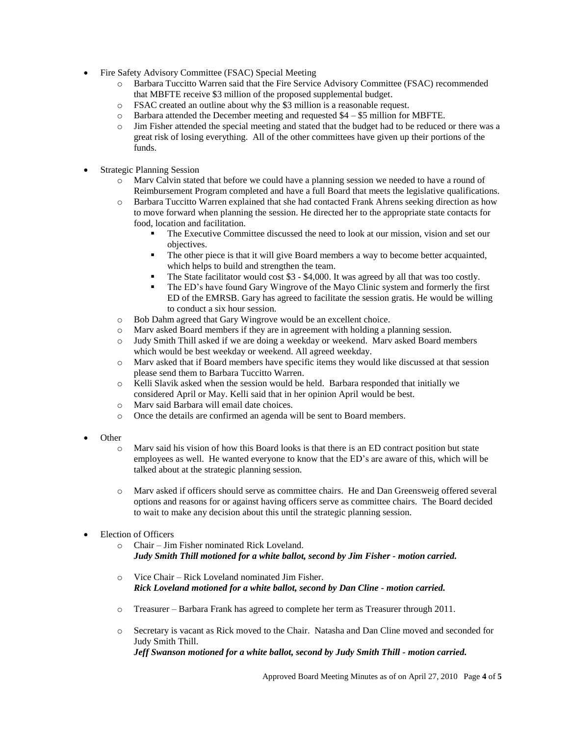- Fire Safety Advisory Committee (FSAC) Special Meeting
  - Barbara Tuccitto Warren said that the Fire Service Advisory Committee (FSAC) recommended that MBFTE receive $3 million of the proposed supplemental budget.
  - FSAC created an outline about why the $3 million is a reasonable request.
  - Barbara attended the December meeting and requested $4 – $5 million for MBFTE.
  - Jim Fisher attended the special meeting and stated that the budget had to be reduced or there was a great risk of losing everything. All of the other committees have given up their portions of the funds.

- Strategic Planning Session
  - Marv Calvin stated that before we could have a planning session we needed to have a round of Reimbursement Program completed and have a full Board that meets the legislative qualifications.
  - Barbara Tuccitto Warren explained that she had contacted Frank Ahrens seeking direction as how to move forward when planning the session. He directed her to the appropriate state contacts for food, location and facilitation.
    - The Executive Committee discussed the need to look at our mission, vision and set our objectives.
    - The other piece is that it will give Board members a way to become better acquainted, which helps to build and strengthen the team.
    - The State facilitator would cost $3 - $4,000. It was agreed by all that was too costly.
    - The ED's have found Gary Wingrove of the Mayo Clinic system and formerly the first ED of the EMRSB. Gary has agreed to facilitate the session gratis. He would be willing to conduct a six hour session.
  - Bob Dahm agreed that Gary Wingrove would be an excellent choice.
  - Marv asked Board members if they are in agreement with holding a planning session.
  - Judy Smith Thill asked if we are doing a weekday or weekend. Marv asked Board members which would be best weekday or weekend. All agreed weekday.
  - Marv asked that if Board members have specific items they would like discussed at that session please send them to Barbara Tuccitto Warren.
  - Kelli Slavik asked when the session would be held. Barbara responded that initially we considered April or May. Kelli said that in her opinion April would be best.
  - Marv said Barbara will email date choices.
  - Once the details are confirmed an agenda will be sent to Board members.

- Other
  - Marv said his vision of how this Board looks is that there is an ED contract position but state employees as well. He wanted everyone to know that the ED's are aware of this, which will be talked about at the strategic planning session.
  - Marv asked if officers should serve as committee chairs. He and Dan Greensweig offered several options and reasons for or against having officers serve as committee chairs. The Board decided to wait to make any decision about this until the strategic planning session.

- Election of Officers
  - Chair – Jim Fisher nominated Rick Loveland.
    ***Judy Smith Thill motioned for a white ballot, second by Jim Fisher - motion carried.***
  - Vice Chair – Rick Loveland nominated Jim Fisher.
    ***Rick Loveland motioned for a white ballot, second by Dan Cline - motion carried.***
  - Treasurer – Barbara Frank has agreed to complete her term as Treasurer through 2011.
  - Secretary is vacant as Rick moved to the Chair. Natasha and Dan Cline moved and seconded for Judy Smith Thill.
    ***Jeff Swanson motioned for a white ballot, second by Judy Smith Thill - motion carried.***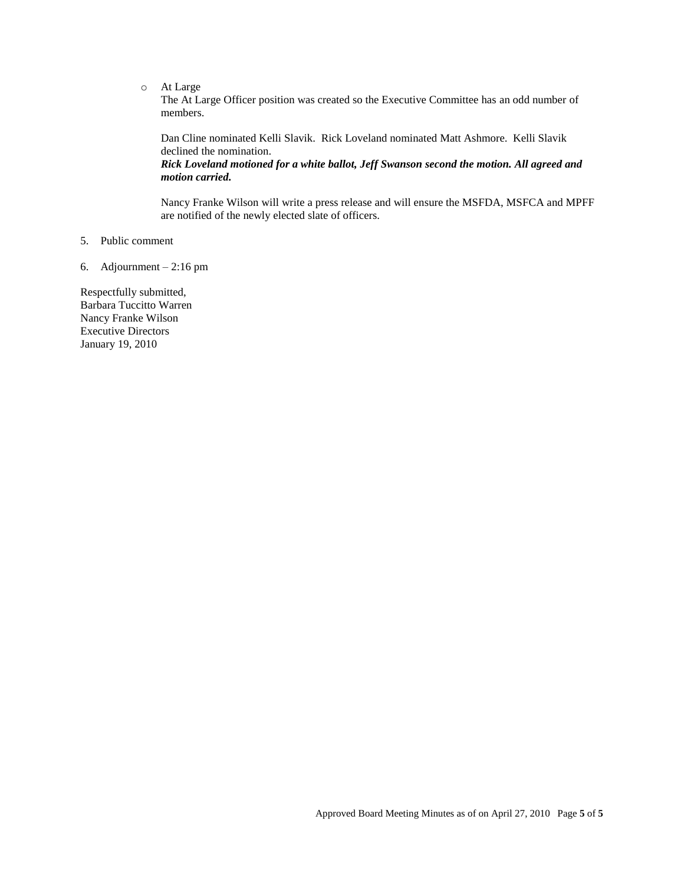- At Large

  The At Large Officer position was created so the Executive Committee has an odd number of members.

  Dan Cline nominated Kelli Slavik. Rick Loveland nominated Matt Ashmore. Kelli Slavik declined the nomination.

  ***Rick Loveland motioned for a white ballot, Jeff Swanson second the motion. All agreed and motion carried.***

  Nancy Franke Wilson will write a press release and will ensure the MSFDA, MSFCA and MPFF are notified of the newly elected slate of officers.

5. Public comment

6. Adjournment – 2:16 pm

Respectfully submitted,
Barbara Tuccitto Warren
Nancy Franke Wilson
Executive Directors
January 19, 2010

Approved Board Meeting Minutes as of on April 27, 2010